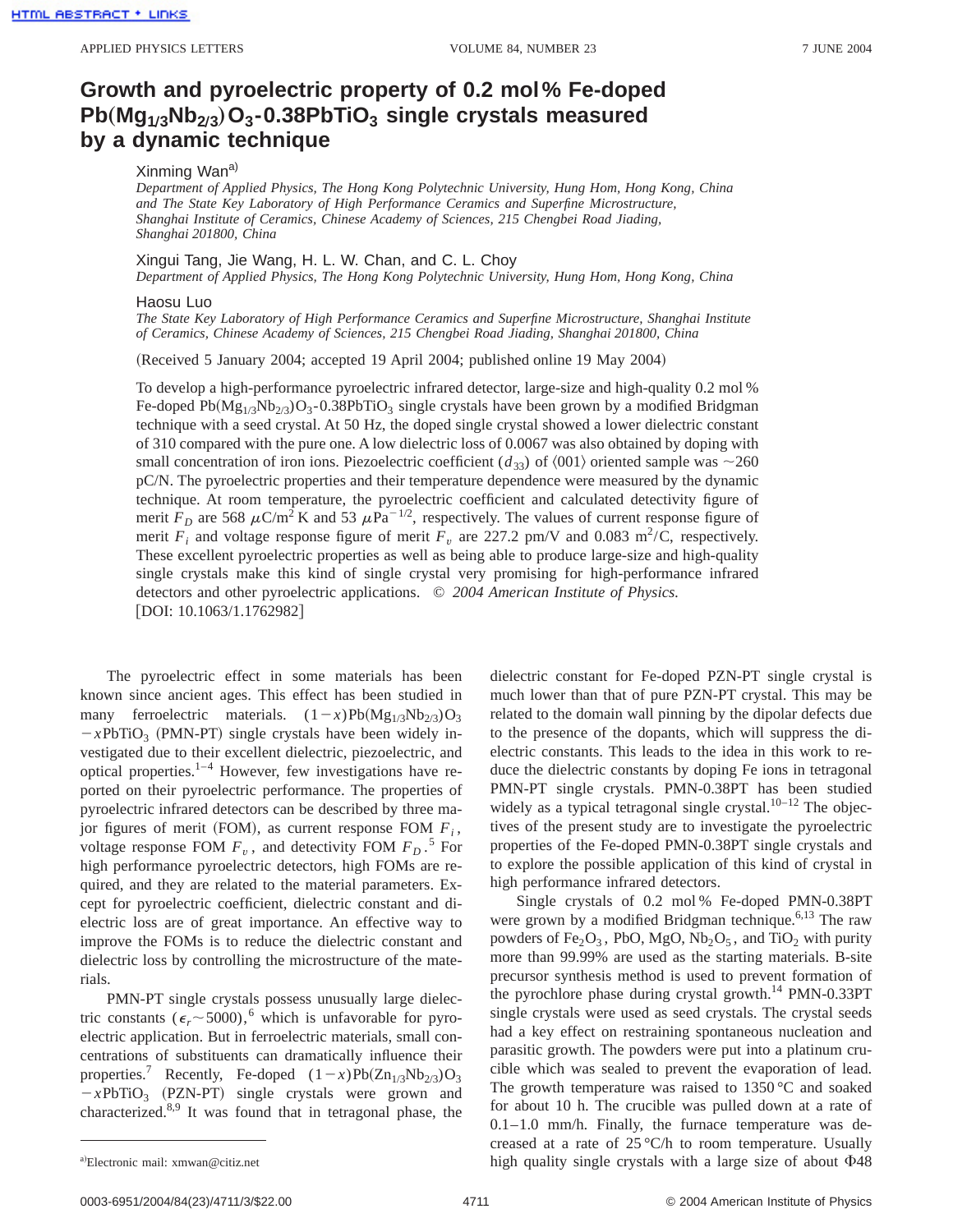# Growth and pyroelectric property of 0.2 mol% Fe-doped $Pb(Mg_{1/3}Nb_{2/3})O_3$-0.38$PbTiO_3$ single crystals measured by a dynamic technique

Xinming Wan[a)]
*Department of Applied Physics, The Hong Kong Polytechnic University, Hung Hom, Hong Kong, China and The State Key Laboratory of High Performance Ceramics and Superfine Microstructure, Shanghai Institute of Ceramics, Chinese Academy of Sciences, 215 Chengbei Road Jiading, Shanghai 201800, China*

Xingui Tang, Jie Wang, H. L. W. Chan, and C. L. Choy
*Department of Applied Physics, The Hong Kong Polytechnic University, Hung Hom, Hong Kong, China*

Haosu Luo
*The State Key Laboratory of High Performance Ceramics and Superfine Microstructure, Shanghai Institute of Ceramics, Chinese Academy of Sciences, 215 Chengbei Road Jiading, Shanghai 201800, China*

(Received 5 January 2004; accepted 19 April 2004; published online 19 May 2004)

To develop a high-performance pyroelectric infrared detector, large-size and high-quality 0.2 mol% Fe-doped $Pb(Mg_{1/3}Nb_{2/3})O_3$-0.38$PbTiO_3$ single crystals have been grown by a modified Bridgman technique with a seed crystal. At 50 Hz, the doped single crystal showed a lower dielectric constant of 310 compared with the pure one. A low dielectric loss of 0.0067 was also obtained by doping with small concentration of iron ions. Piezoelectric coefficient ($d_{33}$) of ⟨001⟩ oriented sample was ~260 pC/N. The pyroelectric properties and their temperature dependence were measured by the dynamic technique. At room temperature, the pyroelectric coefficient and calculated detectivity figure of merit $F_D$ are 568 $\mu C/m^2 K$ and 53 $\mu Pa^{-1/2}$, respectively. The values of current response figure of merit $F_i$ and voltage response figure of merit $F_v$ are 227.2 pm/V and 0.083 $m^2/C$, respectively. These excellent pyroelectric properties as well as being able to produce large-size and high-quality single crystals make this kind of single crystal very promising for high-performance infrared detectors and other pyroelectric applications. © *2004 American Institute of Physics.* [DOI: 10.1063/1.1762982]

The pyroelectric effect in some materials has been known since ancient ages. This effect has been studied in many ferroelectric materials. $(1-x)Pb(Mg_{1/3}Nb_{2/3})O_3-xPbTiO_3$ (PMN-PT) single crystals have been widely investigated due to their excellent dielectric, piezoelectric, and optical properties.[1–4] However, few investigations have reported on their pyroelectric performance. The properties of pyroelectric infrared detectors can be described by three major figures of merit (FOM), as current response FOM $F_i$, voltage response FOM $F_v$, and detectivity FOM $F_D$.[5] For high performance pyroelectric detectors, high FOMs are required, and they are related to the material parameters. Except for pyroelectric coefficient, dielectric constant and dielectric loss are of great importance. An effective way to improve the FOMs is to reduce the dielectric constant and dielectric loss by controlling the microstructure of the materials.

PMN-PT single crystals possess unusually large dielectric constants ($\epsilon_r \sim 5000$),[6] which is unfavorable for pyroelectric application. But in ferroelectric materials, small concentrations of substituents can dramatically influence their properties.[7] Recently, Fe-doped $(1-x)Pb(Zn_{1/3}Nb_{2/3})O_3-xPbTiO_3$ (PZN-PT) single crystals were grown and characterized.[8,9] It was found that in tetragonal phase, the dielectric constant for Fe-doped PZN-PT single crystal is much lower than that of pure PZN-PT crystal. This may be related to the domain wall pinning by the dipolar defects due to the presence of the dopants, which will suppress the dielectric constants. This leads to the idea in this work to reduce the dielectric constants by doping Fe ions in tetragonal PMN-PT single crystals. PMN-0.38PT has been studied widely as a typical tetragonal single crystal.[10–12] The objectives of the present study are to investigate the pyroelectric properties of the Fe-doped PMN-0.38PT single crystals and to explore the possible application of this kind of crystal in high performance infrared detectors.

Single crystals of 0.2 mol% Fe-doped PMN-0.38PT were grown by a modified Bridgman technique.[6,13] The raw powders of $Fe_2O_3$, PbO, MgO, $Nb_2O_5$, and $TiO_2$ with purity more than 99.99% are used as the starting materials. B-site precursor synthesis method is used to prevent formation of the pyrochlore phase during crystal growth.[14] PMN-0.33PT single crystals were used as seed crystals. The crystal seeds had a key effect on restraining spontaneous nucleation and parasitic growth. The powders were put into a platinum crucible which was sealed to prevent the evaporation of lead. The growth temperature was raised to 1350 °C and soaked for about 10 h. The crucible was pulled down at a rate of 0.1–1.0 mm/h. Finally, the furnace temperature was decreased at a rate of 25 °C/h to room temperature. Usually high quality single crystals with a large size of about Φ48

[a)]Electronic mail: xmwan@citiz.net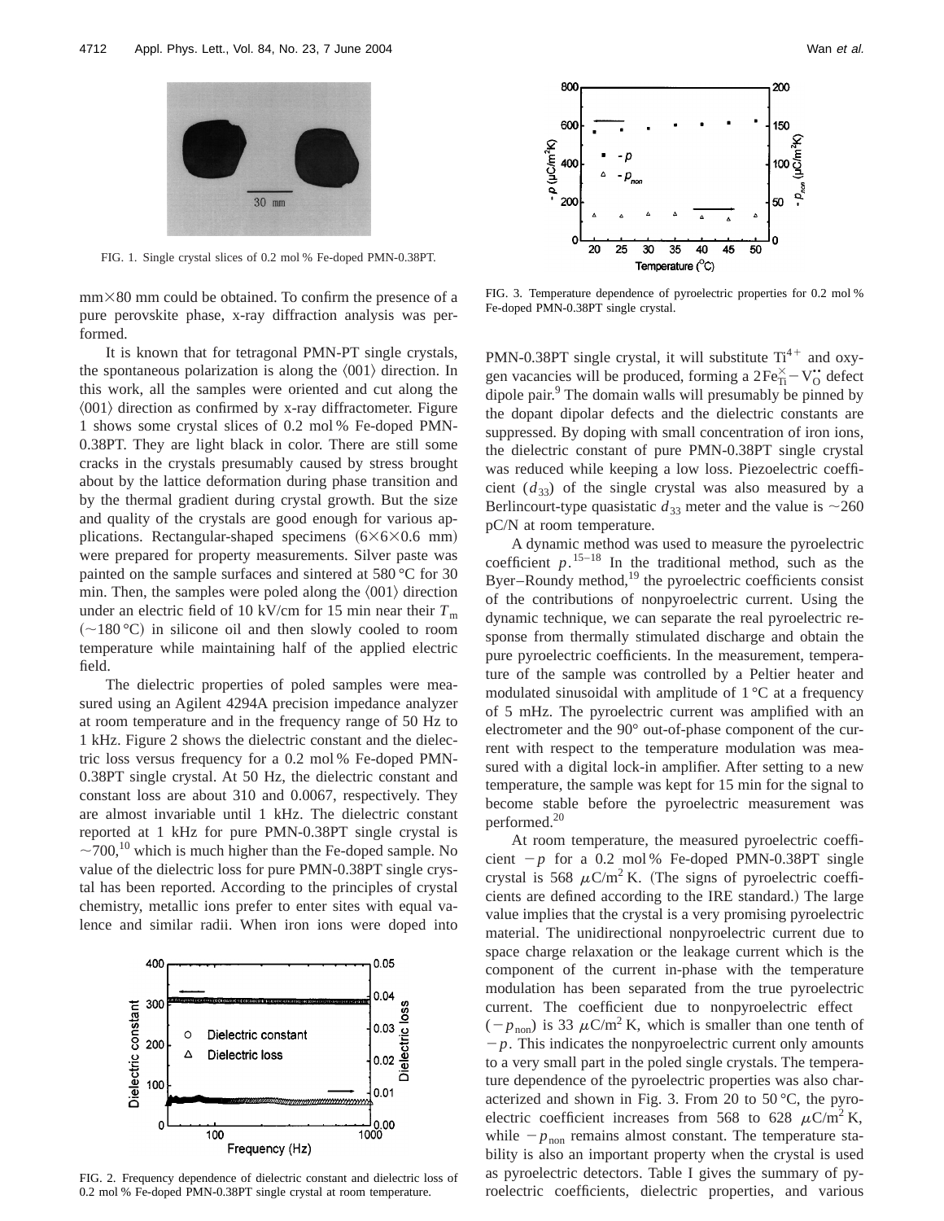FIG. 1. Single crystal slices of 0.2 mol % Fe-doped PMN-0.38PT.

mm×80 mm could be obtained. To confirm the presence of a pure perovskite phase, x-ray diffraction analysis was performed.

It is known that for tetragonal PMN-PT single crystals, the spontaneous polarization is along the ⟨001⟩ direction. In this work, all the samples were oriented and cut along the ⟨001⟩ direction as confirmed by x-ray diffractometer. Figure 1 shows some crystal slices of 0.2 mol % Fe-doped PMN-0.38PT. They are light black in color. There are still some cracks in the crystals presumably caused by stress brought about by the lattice deformation during phase transition and by the thermal gradient during crystal growth. But the size and quality of the crystals are good enough for various applications. Rectangular-shaped specimens (6×6×0.6 mm) were prepared for property measurements. Silver paste was painted on the sample surfaces and sintered at 580 °C for 30 min. Then, the samples were poled along the ⟨001⟩ direction under an electric field of 10 kV/cm for 15 min near their $T_m$ (∼180 °C) in silicone oil and then slowly cooled to room temperature while maintaining half of the applied electric field.

The dielectric properties of poled samples were measured using an Agilent 4294A precision impedance analyzer at room temperature and in the frequency range of 50 Hz to 1 kHz. Figure 2 shows the dielectric constant and the dielectric loss versus frequency for a 0.2 mol % Fe-doped PMN-0.38PT single crystal. At 50 Hz, the dielectric constant and constant loss are about 310 and 0.0067, respectively. They are almost invariable until 1 kHz. The dielectric constant reported at 1 kHz for pure PMN-0.38PT single crystal is ∼700,[10] which is much higher than the Fe-doped sample. No value of the dielectric loss for pure PMN-0.38PT single crystal has been reported. According to the principles of crystal chemistry, metallic ions prefer to enter sites with equal valence and similar radii. When iron ions were doped into PMN-0.38PT single crystal, it will substitute $Ti^{4+}$ and oxygen vacancies will be produced, forming a $2Fe_{Ti}^{\times}-V_{O}^{\bullet\bullet}$ defect dipole pair.[9] The domain walls will presumably be pinned by the dopant dipolar defects and the dielectric constants are suppressed. By doping with small concentration of iron ions, the dielectric constant of pure PMN-0.38PT single crystal was reduced while keeping a low loss. Piezoelectric coefficient ($d_{33}$) of the single crystal was also measured by a Berlincourt-type quasistatic $d_{33}$ meter and the value is ∼260 pC/N at room temperature.

FIG. 2. Frequency dependence of dielectric constant and dielectric loss of 0.2 mol % Fe-doped PMN-0.38PT single crystal at room temperature.

FIG. 3. Temperature dependence of pyroelectric properties for 0.2 mol % Fe-doped PMN-0.38PT single crystal.

A dynamic method was used to measure the pyroelectric coefficient $p$.[15–18] In the traditional method, such as the Byer–Roundy method,[19] the pyroelectric coefficients consist of the contributions of nonpyroelectric current. Using the dynamic technique, we can separate the real pyroelectric response from thermally stimulated discharge and obtain the pure pyroelectric coefficients. In the measurement, temperature of the sample was controlled by a Peltier heater and modulated sinusoidal with amplitude of 1 °C at a frequency of 5 mHz. The pyroelectric current was amplified with an electrometer and the 90° out-of-phase component of the current with respect to the temperature modulation was measured with a digital lock-in amplifier. After setting to a new temperature, the sample was kept for 15 min for the signal to become stable before the pyroelectric measurement was performed.[20]

At room temperature, the measured pyroelectric coefficient $-p$ for a 0.2 mol % Fe-doped PMN-0.38PT single crystal is 568 $\mu C/m^2 K$. (The signs of pyroelectric coefficients are defined according to the IRE standard.) The large value implies that the crystal is a very promising pyroelectric material. The unidirectional nonpyroelectric current due to space charge relaxation or the leakage current which is the component of the current in-phase with the temperature modulation has been separated from the true pyroelectric current. The coefficient due to nonpyroelectric effect ($-p_{non}$) is 33 $\mu C/m^2 K$, which is smaller than one tenth of $-p$. This indicates the nonpyroelectric current only amounts to a very small part in the poled single crystals. The temperature dependence of the pyroelectric properties was also characterized and shown in Fig. 3. From 20 to 50 °C, the pyroelectric coefficient increases from 568 to 628 $\mu C/m^2 K$, while $-p_{non}$ remains almost constant. The temperature stability is also an important property when the crystal is used as pyroelectric detectors. Table I gives the summary of pyroelectric coefficients, dielectric properties, and various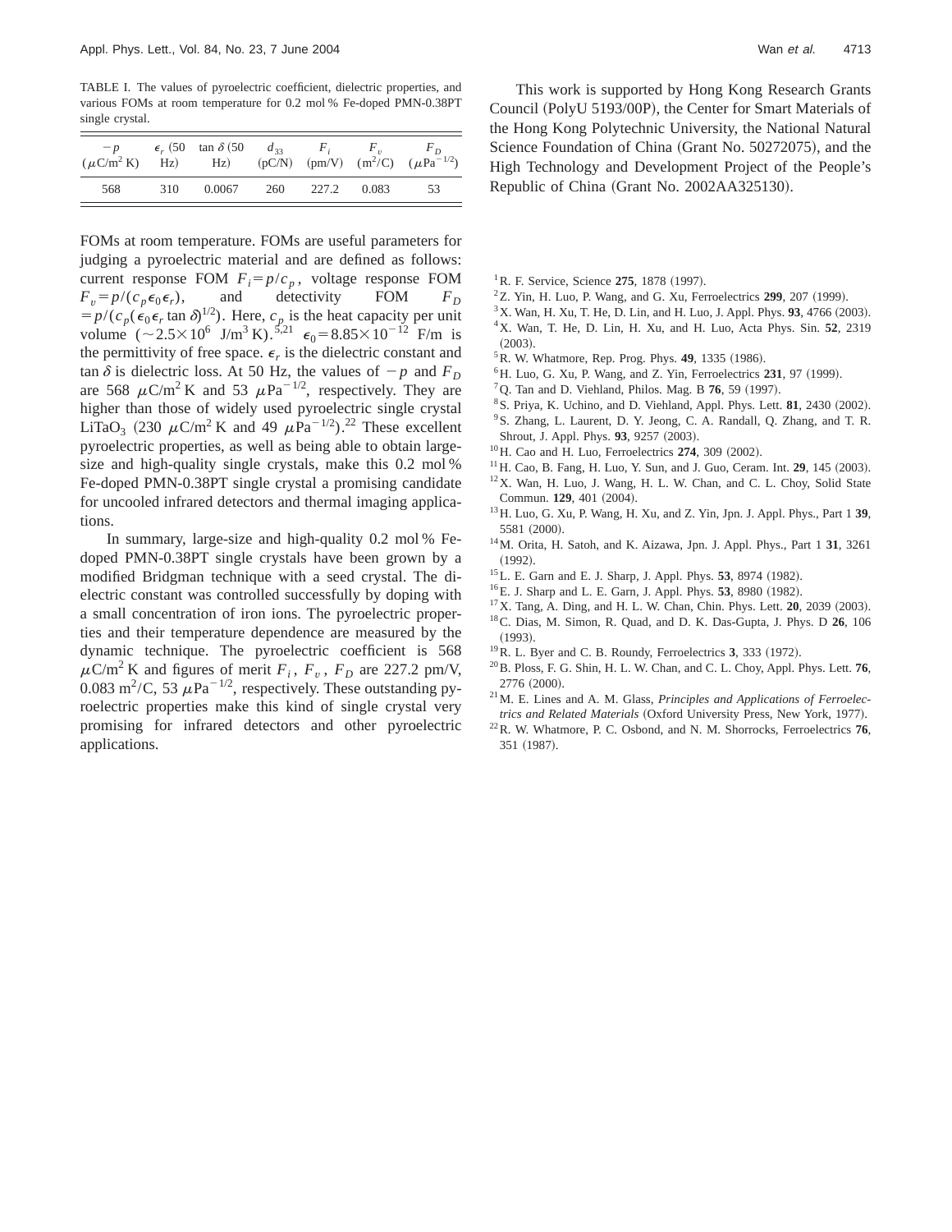TABLE I. The values of pyroelectric coefficient, dielectric properties, and various FOMs at room temperature for 0.2 mol % Fe-doped PMN-0.38PT single crystal.

| $-p$ ($\mu$C/m$^2$ K) | $\epsilon_r$ (50 Hz) | $\tan\delta$ (50 Hz) | $d_{33}$ (pC/N) | $F_i$ (pm/V) | $F_v$ (m$^2$/C) | $F_D$ ($\mu$Pa$^{-1/2}$) |
|---|---|---|---|---|---|---|
| 568 | 310 | 0.0067 | 260 | 227.2 | 0.083 | 53 |

FOMs at room temperature. FOMs are useful parameters for judging a pyroelectric material and are defined as follows: current response FOM $F_i = p/c_p$, voltage response FOM $F_v = p/(c_p\epsilon_0\epsilon_r)$, and detectivity FOM $F_D = p/(c_p(\epsilon_0\epsilon_r \tan\delta)^{1/2})$. Here, $c_p$ is the heat capacity per unit volume ($\sim 2.5\times 10^6$ J/m$^3$ K).[5,21] $\epsilon_0 = 8.85\times 10^{-12}$ F/m is the permittivity of free space. $\epsilon_r$ is the dielectric constant and $\tan\delta$ is dielectric loss. At 50 Hz, the values of $-p$ and $F_D$ are 568 $\mu$C/m$^2$ K and 53 $\mu$Pa$^{-1/2}$, respectively. They are higher than those of widely used pyroelectric single crystal $LiTaO_3$ (230 $\mu$C/m$^2$ K and 49 $\mu$Pa$^{-1/2}$).[22] These excellent pyroelectric properties, as well as being able to obtain large-size and high-quality single crystals, make this 0.2 mol % Fe-doped PMN-0.38PT single crystal a promising candidate for uncooled infrared detectors and thermal imaging applications.

In summary, large-size and high-quality 0.2 mol % Fe-doped PMN-0.38PT single crystals have been grown by a modified Bridgman technique with a seed crystal. The dielectric constant was controlled successfully by doping with a small concentration of iron ions. The pyroelectric properties and their temperature dependence are measured by the dynamic technique. The pyroelectric coefficient is 568 $\mu$C/m$^2$ K and figures of merit $F_i$, $F_v$, $F_D$ are 227.2 pm/V, 0.083 m$^2$/C, 53 $\mu$Pa$^{-1/2}$, respectively. These outstanding pyroelectric properties make this kind of single crystal very promising for infrared detectors and other pyroelectric applications.

This work is supported by Hong Kong Research Grants Council (PolyU 5193/00P), the Center for Smart Materials of the Hong Kong Polytechnic University, the National Natural Science Foundation of China (Grant No. 50272075), and the High Technology and Development Project of the People's Republic of China (Grant No. 2002AA325130).

[1] R. F. Service, Science **275**, 1878 (1997).
[2] Z. Yin, H. Luo, P. Wang, and G. Xu, Ferroelectrics **299**, 207 (1999).
[3] X. Wan, H. Xu, T. He, D. Lin, and H. Luo, J. Appl. Phys. **93**, 4766 (2003).
[4] X. Wan, T. He, D. Lin, H. Xu, and H. Luo, Acta Phys. Sin. **52**, 2319 (2003).
[5] R. W. Whatmore, Rep. Prog. Phys. **49**, 1335 (1986).
[6] H. Luo, G. Xu, P. Wang, and Z. Yin, Ferroelectrics **231**, 97 (1999).
[7] Q. Tan and D. Viehland, Philos. Mag. B **76**, 59 (1997).
[8] S. Priya, K. Uchino, and D. Viehland, Appl. Phys. Lett. **81**, 2430 (2002).
[9] S. Zhang, L. Laurent, D. Y. Jeong, C. A. Randall, Q. Zhang, and T. R. Shrout, J. Appl. Phys. **93**, 9257 (2003).
[10] H. Cao and H. Luo, Ferroelectrics **274**, 309 (2002).
[11] H. Cao, B. Fang, H. Luo, Y. Sun, and J. Guo, Ceram. Int. **29**, 145 (2003).
[12] X. Wan, H. Luo, J. Wang, H. L. W. Chan, and C. L. Choy, Solid State Commun. **129**, 401 (2004).
[13] H. Luo, G. Xu, P. Wang, H. Xu, and Z. Yin, Jpn. J. Appl. Phys., Part 1 **39**, 5581 (2000).
[14] M. Orita, H. Satoh, and K. Aizawa, Jpn. J. Appl. Phys., Part 1 **31**, 3261 (1992).
[15] L. E. Garn and E. J. Sharp, J. Appl. Phys. **53**, 8974 (1982).
[16] E. J. Sharp and L. E. Garn, J. Appl. Phys. **53**, 8980 (1982).
[17] X. Tang, A. Ding, and H. L. W. Chan, Chin. Phys. Lett. **20**, 2039 (2003).
[18] C. Dias, M. Simon, R. Quad, and D. K. Das-Gupta, J. Phys. D **26**, 106 (1993).
[19] R. L. Byer and C. B. Roundy, Ferroelectrics **3**, 333 (1972).
[20] B. Ploss, F. G. Shin, H. L. W. Chan, and C. L. Choy, Appl. Phys. Lett. **76**, 2776 (2000).
[21] M. E. Lines and A. M. Glass, *Principles and Applications of Ferroelectrics and Related Materials* (Oxford University Press, New York, 1977).
[22] R. W. Whatmore, P. C. Osbond, and N. M. Shorrocks, Ferroelectrics **76**, 351 (1987).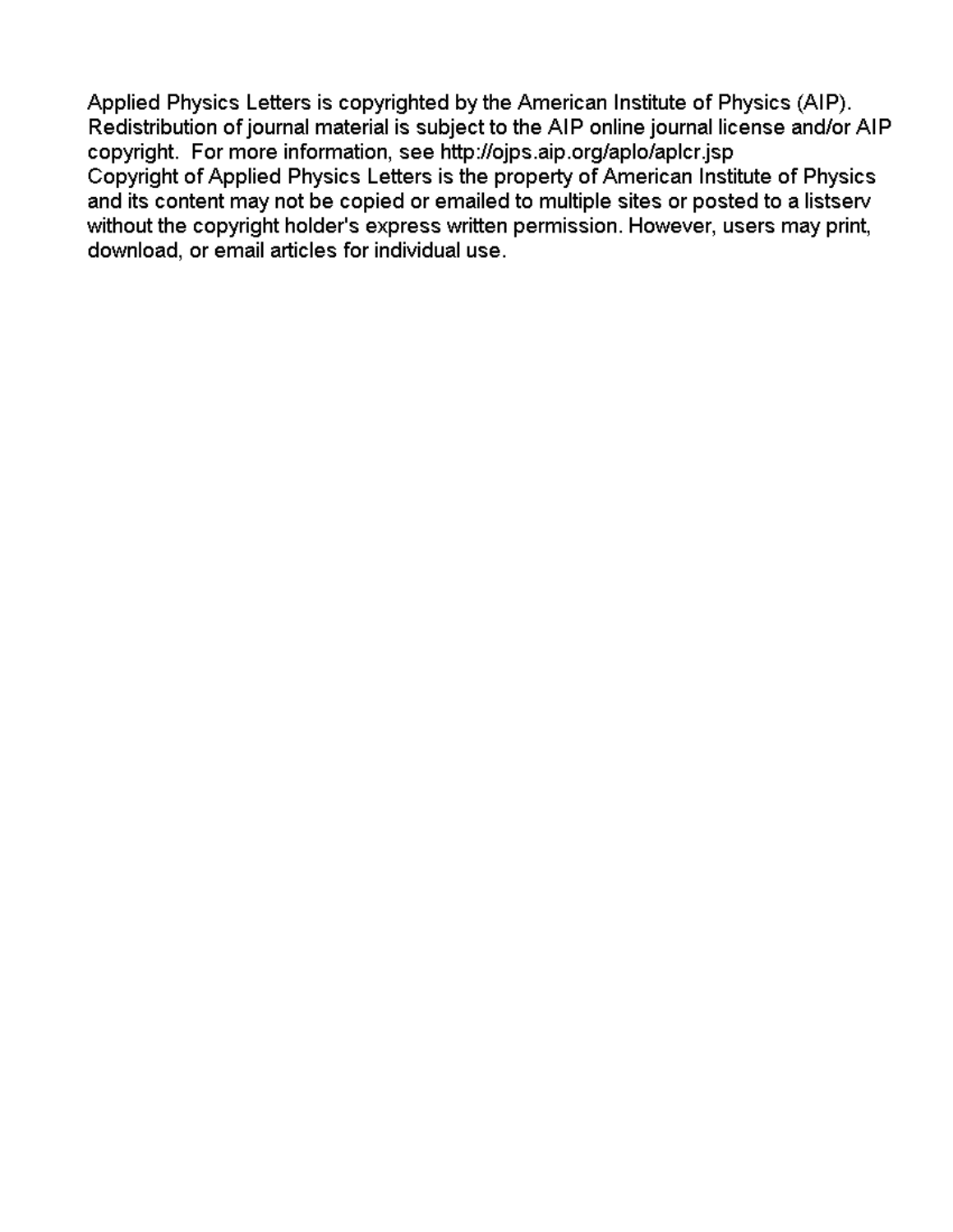Applied Physics Letters is copyrighted by the American Institute of Physics (AIP). Redistribution of journal material is subject to the AIP online journal license and/or AIP copyright. For more information, see http://ojps.aip.org/aplo/aplcr.jsp
Copyright of Applied Physics Letters is the property of American Institute of Physics and its content may not be copied or emailed to multiple sites or posted to a listserv without the copyright holder's express written permission. However, users may print, download, or email articles for individual use.